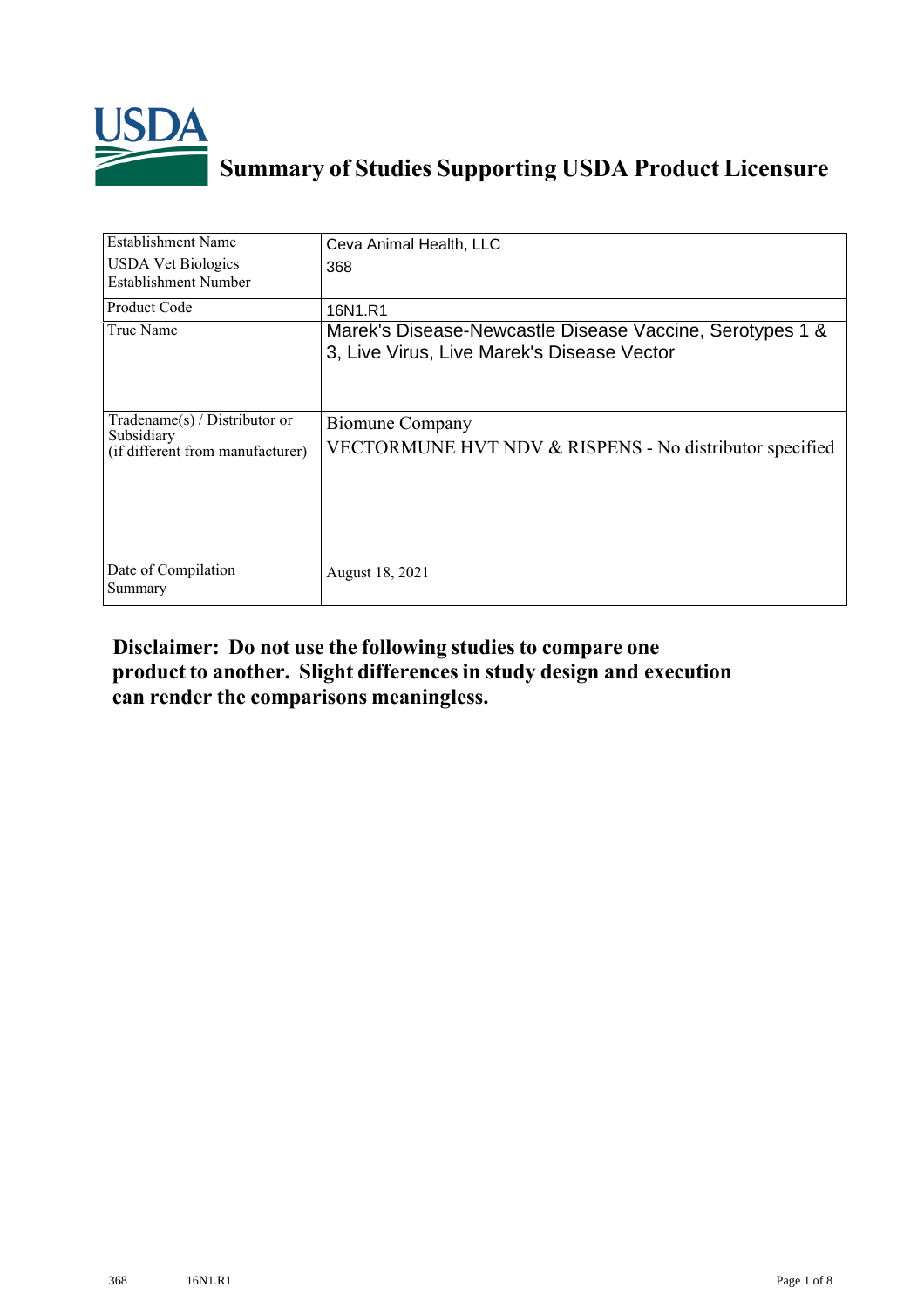# Summary of Studies Supporting USDA Product Licensure

| | |
|---|---|
| Establishment Name | Ceva Animal Health, LLC |
| USDA Vet Biologics Establishment Number | 368 |
| Product Code | 16N1.R1 |
| True Name | Marek's Disease-Newcastle Disease Vaccine, Serotypes 1 & 3, Live Virus, Live Marek's Disease Vector |
| Tradename(s) / Distributor or Subsidiary (if different from manufacturer) | Biomune Company<br>VECTORMUNE HVT NDV & RISPENS - No distributor specified |
| Date of Compilation Summary | August 18, 2021 |

**Disclaimer: Do not use the following studies to compare one product to another. Slight differences in study design and execution can render the comparisons meaningless.**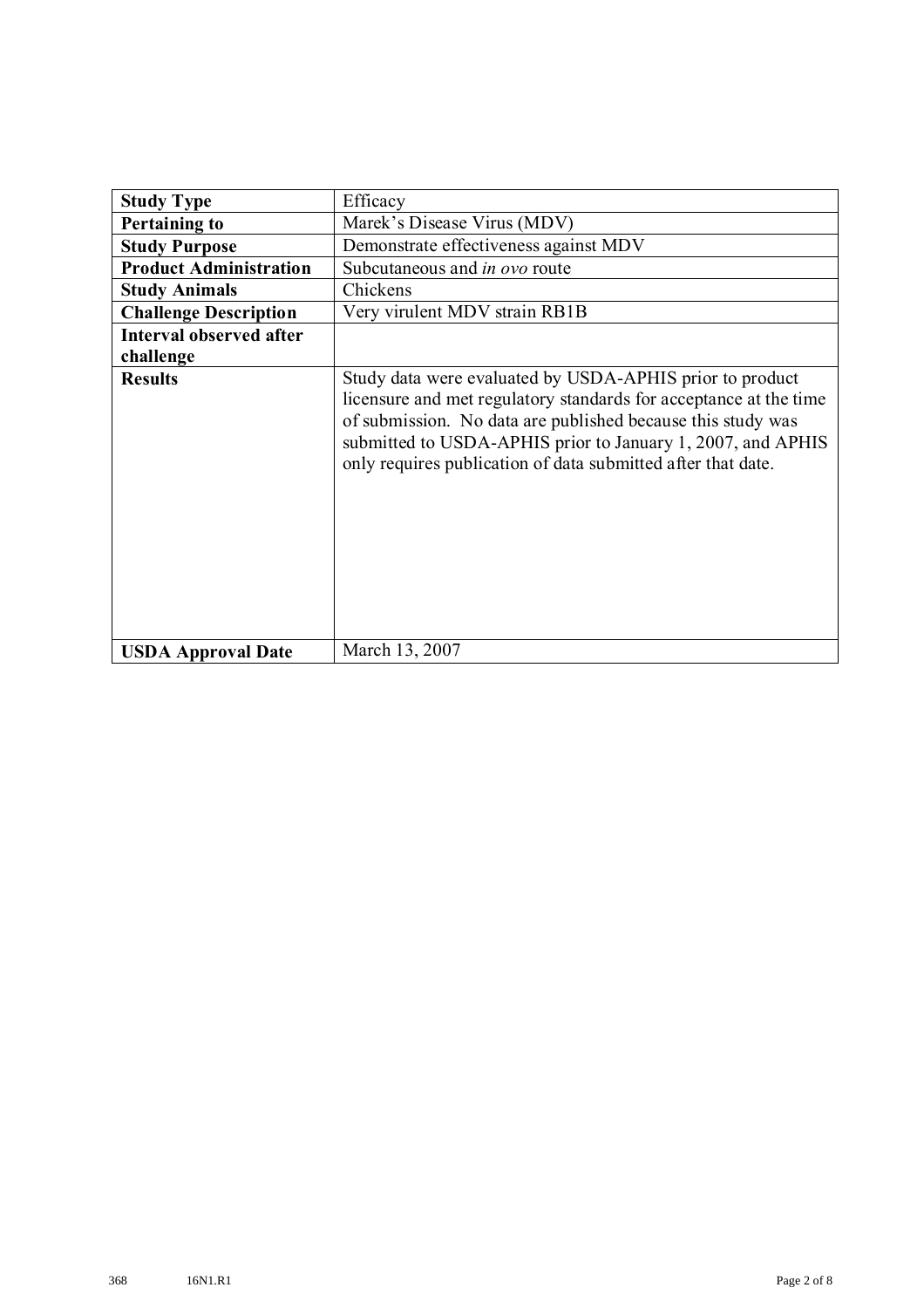| **Study Type** | Efficacy |
| --- | --- |
| **Pertaining to** | Marek's Disease Virus (MDV) |
| **Study Purpose** | Demonstrate effectiveness against MDV |
| **Product Administration** | Subcutaneous and *in ovo* route |
| **Study Animals** | Chickens |
| **Challenge Description** | Very virulent MDV strain RB1B |
| **Interval observed after challenge** | |
| **Results** | Study data were evaluated by USDA-APHIS prior to product licensure and met regulatory standards for acceptance at the time of submission. No data are published because this study was submitted to USDA-APHIS prior to January 1, 2007, and APHIS only requires publication of data submitted after that date. |
| **USDA Approval Date** | March 13, 2007 |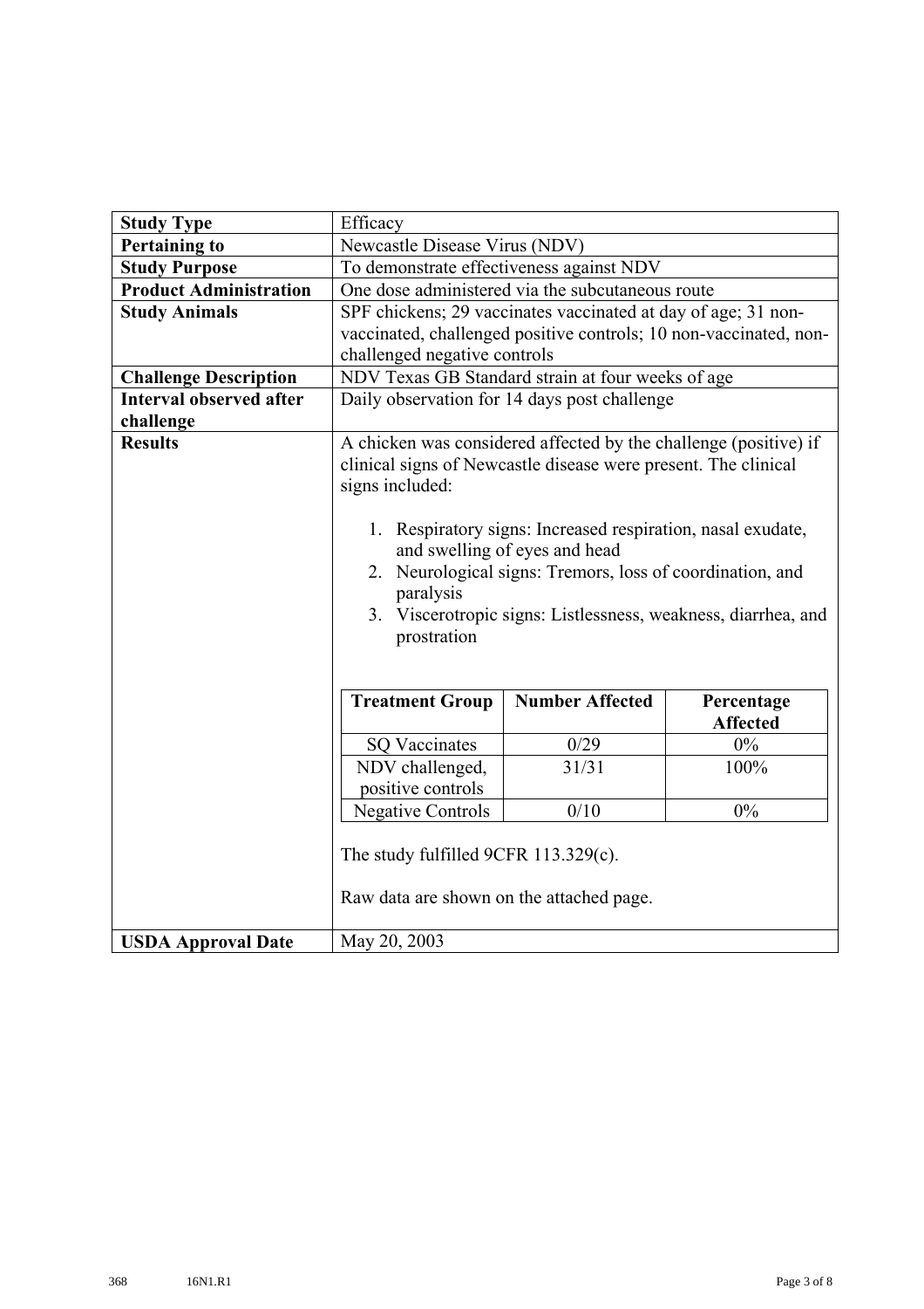| **Study Type** | Efficacy |
|---|---|
| **Pertaining to** | Newcastle Disease Virus (NDV) |
| **Study Purpose** | To demonstrate effectiveness against NDV |
| **Product Administration** | One dose administered via the subcutaneous route |
| **Study Animals** | SPF chickens; 29 vaccinates vaccinated at day of age; 31 non-vaccinated, challenged positive controls; 10 non-vaccinated, non-challenged negative controls |
| **Challenge Description** | NDV Texas GB Standard strain at four weeks of age |
| **Interval observed after challenge** | Daily observation for 14 days post challenge |
| **Results** | A chicken was considered affected by the challenge (positive) if clinical signs of Newcastle disease were present. The clinical signs included:<br><br>1. Respiratory signs: Increased respiration, nasal exudate, and swelling of eyes and head<br>2. Neurological signs: Tremors, loss of coordination, and paralysis<br>3. Viscerotropic signs: Listlessness, weakness, diarrhea, and prostration<br><br>(see results table below)<br><br>The study fulfilled 9CFR 113.329(c).<br><br>Raw data are shown on the attached page. |
| **USDA Approval Date** | May 20, 2003 |

| Treatment Group | Number Affected | Percentage Affected |
|---|---|---|
| SQ Vaccinates | 0/29 | 0% |
| NDV challenged, positive controls | 31/31 | 100% |
| Negative Controls | 0/10 | 0% |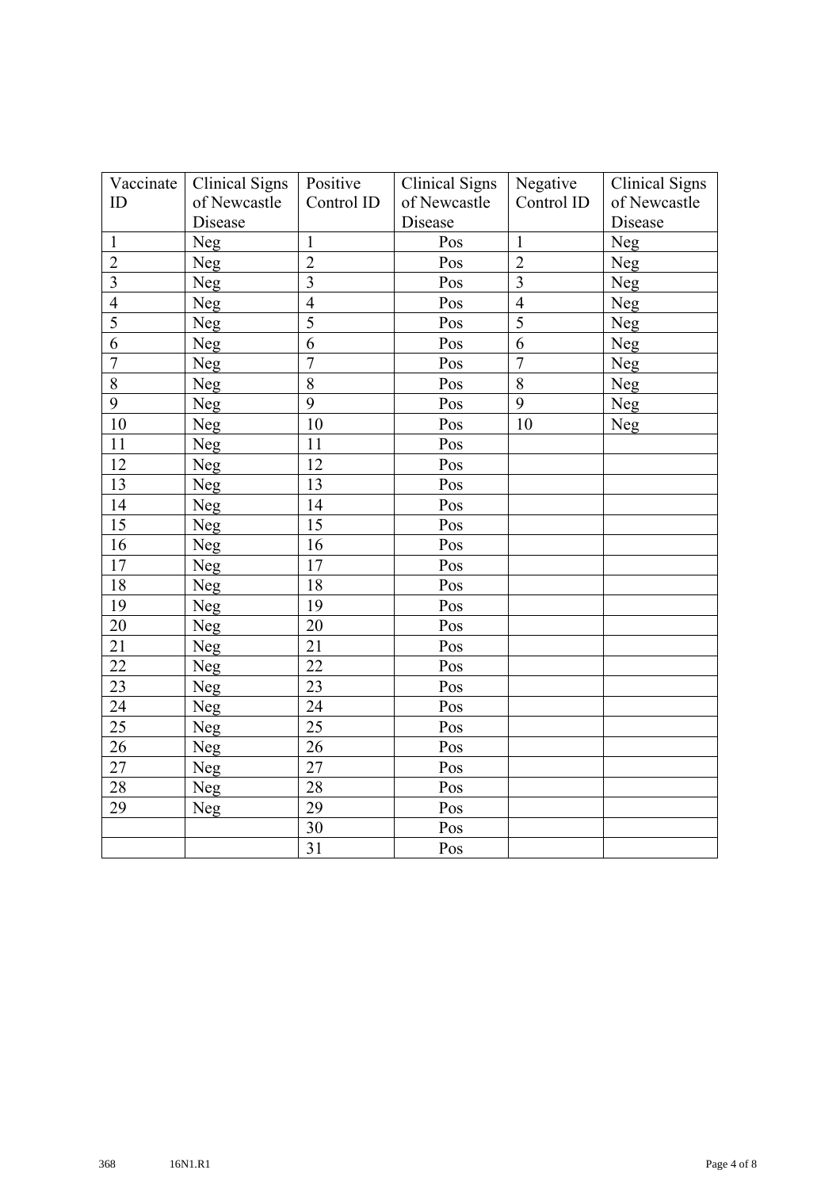| Vaccinate ID | Clinical Signs of Newcastle Disease | Positive Control ID | Clinical Signs of Newcastle Disease | Negative Control ID | Clinical Signs of Newcastle Disease |
|---|---|---|---|---|---|
| 1 | Neg | 1 | Pos | 1 | Neg |
| 2 | Neg | 2 | Pos | 2 | Neg |
| 3 | Neg | 3 | Pos | 3 | Neg |
| 4 | Neg | 4 | Pos | 4 | Neg |
| 5 | Neg | 5 | Pos | 5 | Neg |
| 6 | Neg | 6 | Pos | 6 | Neg |
| 7 | Neg | 7 | Pos | 7 | Neg |
| 8 | Neg | 8 | Pos | 8 | Neg |
| 9 | Neg | 9 | Pos | 9 | Neg |
| 10 | Neg | 10 | Pos | 10 | Neg |
| 11 | Neg | 11 | Pos | | |
| 12 | Neg | 12 | Pos | | |
| 13 | Neg | 13 | Pos | | |
| 14 | Neg | 14 | Pos | | |
| 15 | Neg | 15 | Pos | | |
| 16 | Neg | 16 | Pos | | |
| 17 | Neg | 17 | Pos | | |
| 18 | Neg | 18 | Pos | | |
| 19 | Neg | 19 | Pos | | |
| 20 | Neg | 20 | Pos | | |
| 21 | Neg | 21 | Pos | | |
| 22 | Neg | 22 | Pos | | |
| 23 | Neg | 23 | Pos | | |
| 24 | Neg | 24 | Pos | | |
| 25 | Neg | 25 | Pos | | |
| 26 | Neg | 26 | Pos | | |
| 27 | Neg | 27 | Pos | | |
| 28 | Neg | 28 | Pos | | |
| 29 | Neg | 29 | Pos | | |
| | | 30 | Pos | | |
| | | 31 | Pos | | |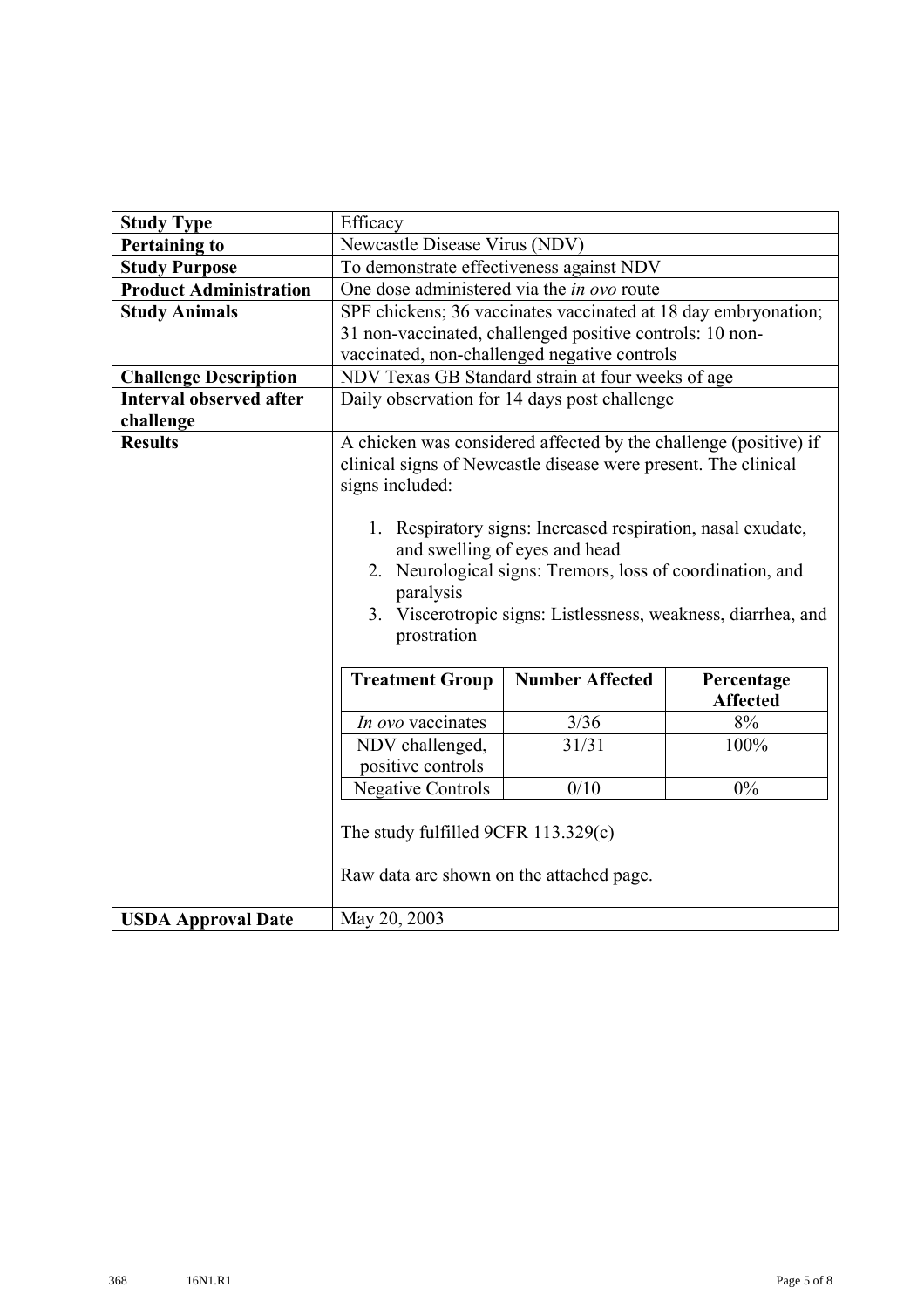| **Study Type** | Efficacy |
|---|---|
| **Pertaining to** | Newcastle Disease Virus (NDV) |
| **Study Purpose** | To demonstrate effectiveness against NDV |
| **Product Administration** | One dose administered via the *in ovo* route |
| **Study Animals** | SPF chickens; 36 vaccinates vaccinated at 18 day embryonation; 31 non-vaccinated, challenged positive controls: 10 non-vaccinated, non-challenged negative controls |
| **Challenge Description** | NDV Texas GB Standard strain at four weeks of age |
| **Interval observed after challenge** | Daily observation for 14 days post challenge |
| **Results** | A chicken was considered affected by the challenge (positive) if clinical signs of Newcastle disease were present. The clinical signs included:<br><br>1. Respiratory signs: Increased respiration, nasal exudate, and swelling of eyes and head<br>2. Neurological signs: Tremors, loss of coordination, and paralysis<br>3. Viscerotropic signs: Listlessness, weakness, diarrhea, and prostration<br><br>(see results table below)<br><br>The study fulfilled 9CFR 113.329(c)<br><br>Raw data are shown on the attached page. |
| **USDA Approval Date** | May 20, 2003 |

| Treatment Group | Number Affected | Percentage Affected |
|---|---|---|
| *In ovo* vaccinates | 3/36 | 8% |
| NDV challenged, positive controls | 31/31 | 100% |
| Negative Controls | 0/10 | 0% |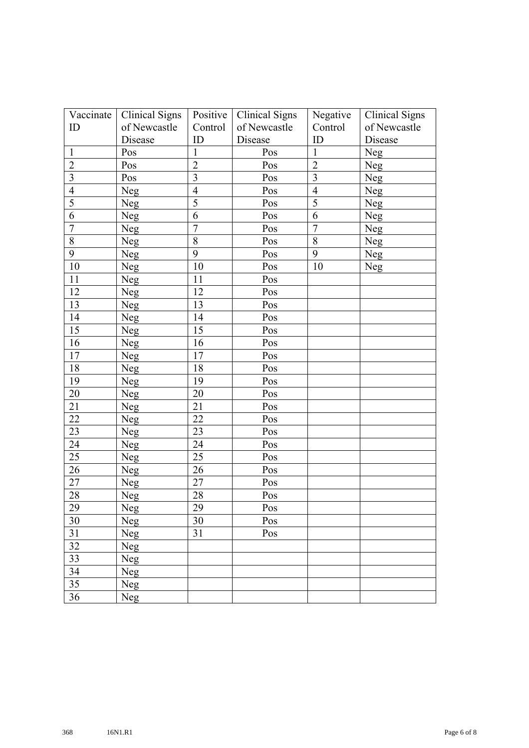| Vaccinate ID | Clinical Signs of Newcastle Disease | Positive Control ID | Clinical Signs of Newcastle Disease | Negative Control ID | Clinical Signs of Newcastle Disease |
|---|---|---|---|---|---|
| 1 | Pos | 1 | Pos | 1 | Neg |
| 2 | Pos | 2 | Pos | 2 | Neg |
| 3 | Pos | 3 | Pos | 3 | Neg |
| 4 | Neg | 4 | Pos | 4 | Neg |
| 5 | Neg | 5 | Pos | 5 | Neg |
| 6 | Neg | 6 | Pos | 6 | Neg |
| 7 | Neg | 7 | Pos | 7 | Neg |
| 8 | Neg | 8 | Pos | 8 | Neg |
| 9 | Neg | 9 | Pos | 9 | Neg |
| 10 | Neg | 10 | Pos | 10 | Neg |
| 11 | Neg | 11 | Pos | | |
| 12 | Neg | 12 | Pos | | |
| 13 | Neg | 13 | Pos | | |
| 14 | Neg | 14 | Pos | | |
| 15 | Neg | 15 | Pos | | |
| 16 | Neg | 16 | Pos | | |
| 17 | Neg | 17 | Pos | | |
| 18 | Neg | 18 | Pos | | |
| 19 | Neg | 19 | Pos | | |
| 20 | Neg | 20 | Pos | | |
| 21 | Neg | 21 | Pos | | |
| 22 | Neg | 22 | Pos | | |
| 23 | Neg | 23 | Pos | | |
| 24 | Neg | 24 | Pos | | |
| 25 | Neg | 25 | Pos | | |
| 26 | Neg | 26 | Pos | | |
| 27 | Neg | 27 | Pos | | |
| 28 | Neg | 28 | Pos | | |
| 29 | Neg | 29 | Pos | | |
| 30 | Neg | 30 | Pos | | |
| 31 | Neg | 31 | Pos | | |
| 32 | Neg | | | | |
| 33 | Neg | | | | |
| 34 | Neg | | | | |
| 35 | Neg | | | | |
| 36 | Neg | | | | |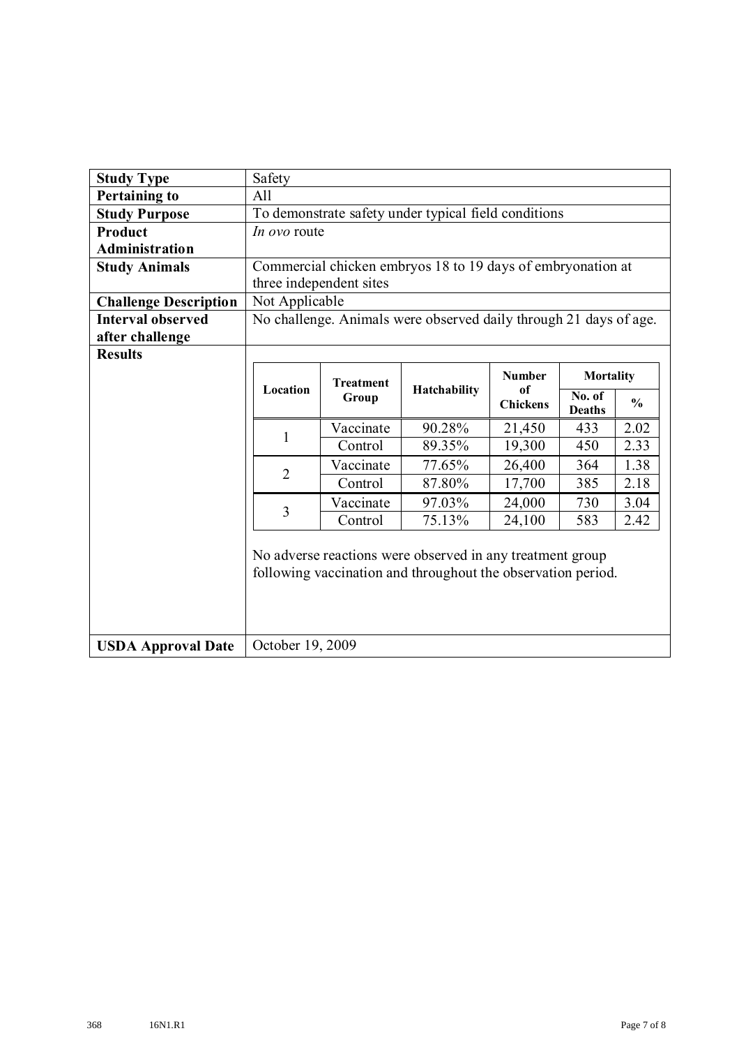| **Study Type** | Safety |
|---|---|
| **Pertaining to** | All |
| **Study Purpose** | To demonstrate safety under typical field conditions |
| **Product Administration** | *In ovo* route |
| **Study Animals** | Commercial chicken embryos 18 to 19 days of embryonation at three independent sites |
| **Challenge Description** | Not Applicable |
| **Interval observed after challenge** | No challenge. Animals were observed daily through 21 days of age. |
| **Results** | See table below. No adverse reactions were observed in any treatment group following vaccination and throughout the observation period. |
| **USDA Approval Date** | October 19, 2009 |

| Location | Treatment Group | Hatchability | Number of Chickens | Mortality | |
|---|---|---|---|---|---|
| | | | | No. of Deaths | % |
| 1 | Vaccinate | 90.28% | 21,450 | 433 | 2.02 |
| | Control | 89.35% | 19,300 | 450 | 2.33 |
| 2 | Vaccinate | 77.65% | 26,400 | 364 | 1.38 |
| | Control | 87.80% | 17,700 | 385 | 2.18 |
| 3 | Vaccinate | 97.03% | 24,000 | 730 | 3.04 |
| | Control | 75.13% | 24,100 | 583 | 2.42 |

No adverse reactions were observed in any treatment group following vaccination and throughout the observation period.

368 16N1.R1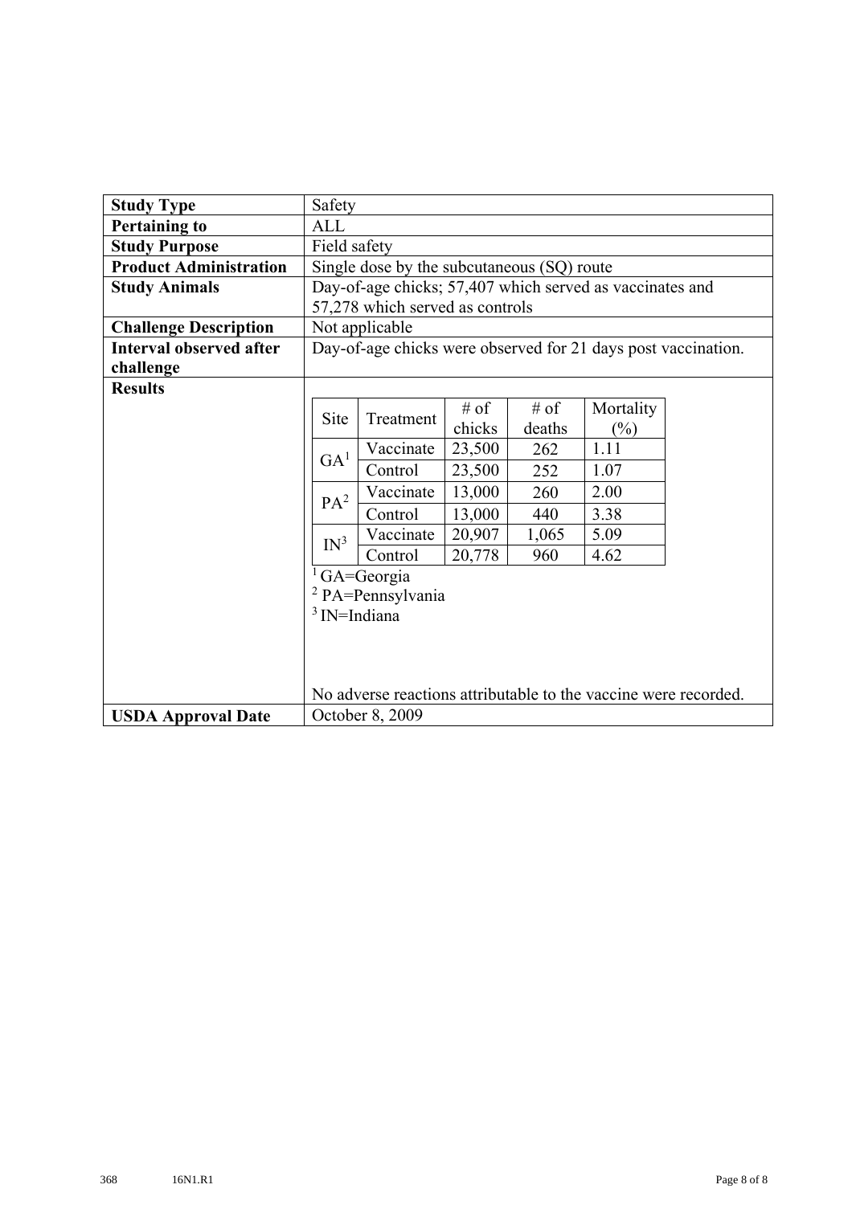| | |
|---|---|
| **Study Type** | Safety |
| **Pertaining to** | ALL |
| **Study Purpose** | Field safety |
| **Product Administration** | Single dose by the subcutaneous (SQ) route |
| **Study Animals** | Day-of-age chicks; 57,407 which served as vaccinates and 57,278 which served as controls |
| **Challenge Description** | Not applicable |
| **Interval observed after challenge** | Day-of-age chicks were observed for 21 days post vaccination. |
| **Results** | See table below.<br><br>No adverse reactions attributable to the vaccine were recorded. |
| **USDA Approval Date** | October 8, 2009 |

| Site | Treatment | # of chicks | # of deaths | Mortality (%) |
|---|---|---|---|---|
| GA[1] | Vaccinate | 23,500 | 262 | 1.11 |
| | Control | 23,500 | 252 | 1.07 |
| PA[2] | Vaccinate | 13,000 | 260 | 2.00 |
| | Control | 13,000 | 440 | 3.38 |
| IN[3] | Vaccinate | 20,907 | 1,065 | 5.09 |
| | Control | 20,778 | 960 | 4.62 |

[1] GA=Georgia
[2] PA=Pennsylvania
[3] IN=Indiana